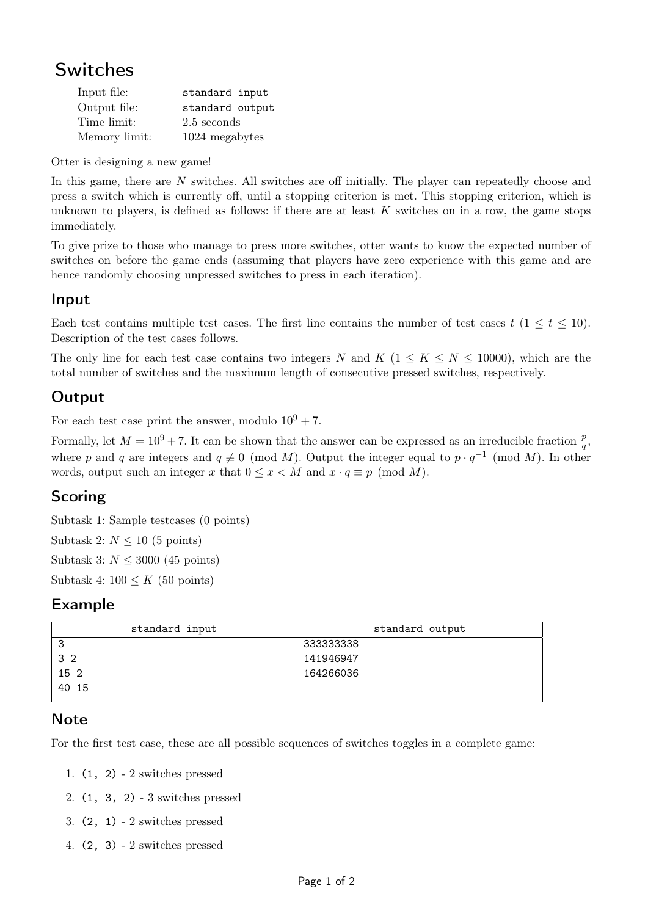# Switches

| | |
|---|---|
| Input file: | standard input |
| Output file: | standard output |
| Time limit: | 2.5 seconds |
| Memory limit: | 1024 megabytes |

Otter is designing a new game!

In this game, there are $N$ switches. All switches are off initially. The player can repeatedly choose and press a switch which is currently off, until a stopping criterion is met. This stopping criterion, which is unknown to players, is defined as follows: if there are at least $K$ switches on in a row, the game stops immediately.

To give prize to those who manage to press more switches, otter wants to know the expected number of switches on before the game ends (assuming that players have zero experience with this game and are hence randomly choosing unpressed switches to press in each iteration).

## Input

Each test contains multiple test cases. The first line contains the number of test cases $t$ ($1 \le t \le 10$). Description of the test cases follows.

The only line for each test case contains two integers $N$ and $K$ ($1 \le K \le N \le 10000$), which are the total number of switches and the maximum length of consecutive pressed switches, respectively.

## Output

For each test case print the answer, modulo $10^9 + 7$.

Formally, let $M = 10^9 + 7$. It can be shown that the answer can be expressed as an irreducible fraction $\frac{p}{q}$, where $p$ and $q$ are integers and $q \not\equiv 0 \pmod{M}$. Output the integer equal to $p \cdot q^{-1} \pmod{M}$. In other words, output such an integer $x$ that $0 \le x < M$ and $x \cdot q \equiv p \pmod{M}$.

## Scoring

Subtask 1: Sample testcases (0 points)

Subtask 2: $N \le 10$ (5 points)

Subtask 3: $N \le 3000$ (45 points)

Subtask 4: $100 \le K$ (50 points)

## Example

| standard input | standard output |
|---|---|
| 3<br>3 2<br>15 2<br>40 15 | 333333338<br>141946947<br>164266036 |

## Note

For the first test case, these are all possible sequences of switches toggles in a complete game:

1. `(1, 2)` - 2 switches pressed
2. `(1, 3, 2)` - 3 switches pressed
3. `(2, 1)` - 2 switches pressed
4. `(2, 3)` - 2 switches pressed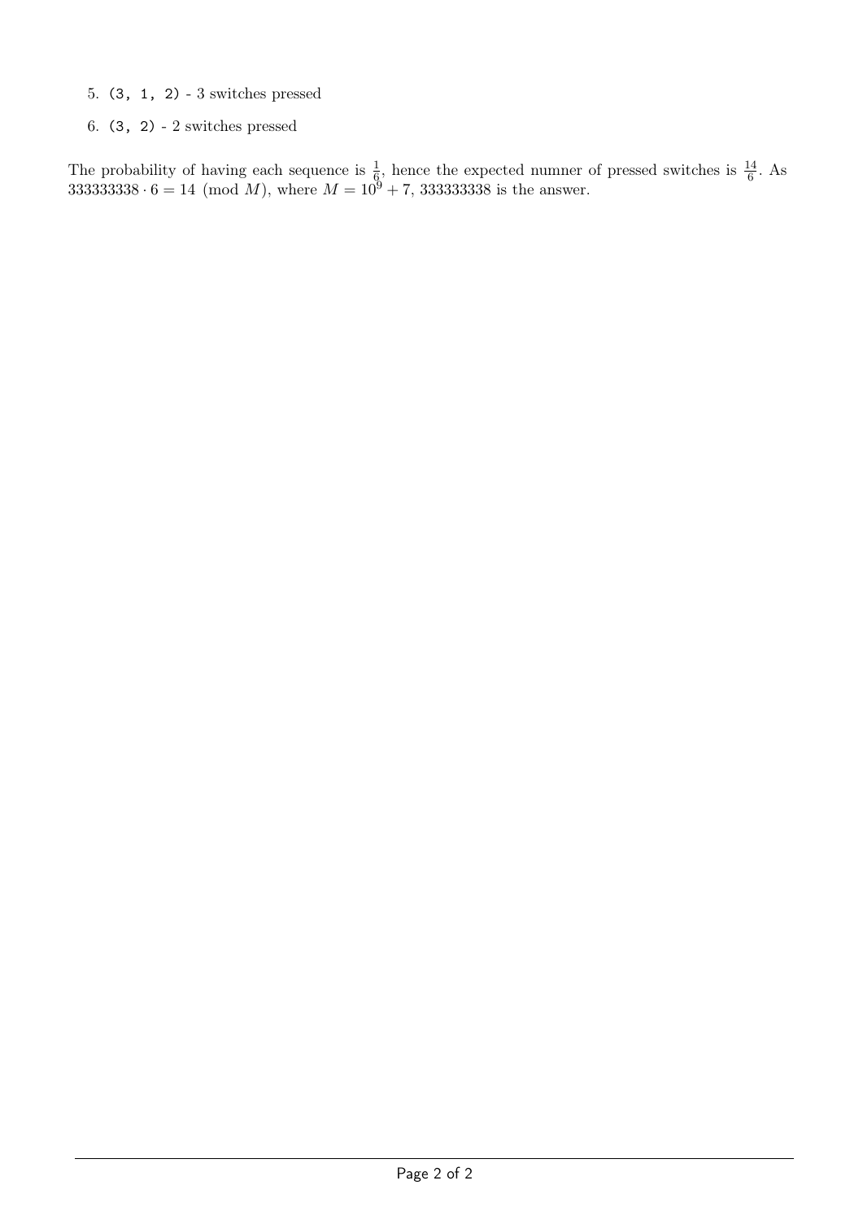5. `(3, 1, 2)` - 3 switches pressed
6. `(3, 2)` - 2 switches pressed

The probability of having each sequence is $\frac{1}{6}$, hence the expected numner of pressed switches is $\frac{14}{6}$. As $333333338 \cdot 6 = 14 \pmod{M}$, where $M = 10^9 + 7$, 333333338 is the answer.